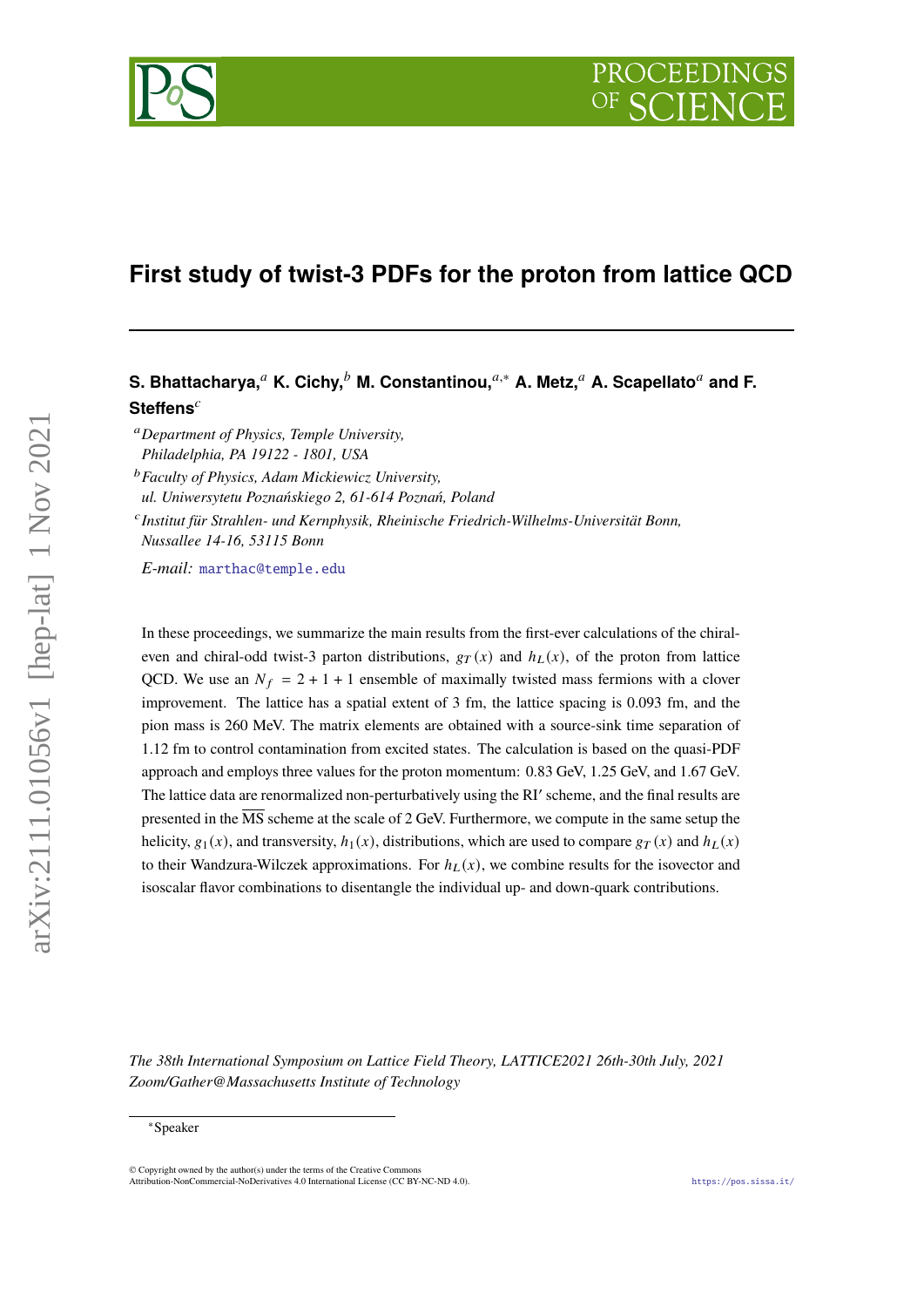# First study of twist-3 PDFs for the proton from lattice QCD

**S. Bhattacharya,**[a] **K. Cichy,**[b] **M. Constantinou,**[a,*] **A. Metz,**[a] **A. Scapellato**[a] **and F. Steffens**[c]

[a] *Department of Physics, Temple University, Philadelphia, PA 19122 - 1801, USA*

[b] *Faculty of Physics, Adam Mickiewicz University, ul. Uniwersytetu Poznańskiego 2, 61-614 Poznań, Poland*

[c] *Institut für Strahlen- und Kernphysik, Rheinische Friedrich-Wilhelms-Universität Bonn, Nussallee 14-16, 53115 Bonn*

*E-mail:* marthac@temple.edu

In these proceedings, we summarize the main results from the first-ever calculations of the chiral-even and chiral-odd twist-3 parton distributions, $g_T(x)$ and $h_L(x)$, of the proton from lattice QCD. We use an $N_f = 2 + 1 + 1$ ensemble of maximally twisted mass fermions with a clover improvement. The lattice has a spatial extent of 3 fm, the lattice spacing is 0.093 fm, and the pion mass is 260 MeV. The matrix elements are obtained with a source-sink time separation of 1.12 fm to control contamination from excited states. The calculation is based on the quasi-PDF approach and employs three values for the proton momentum: 0.83 GeV, 1.25 GeV, and 1.67 GeV. The lattice data are renormalized non-perturbatively using the RI′ scheme, and the final results are presented in the $\overline{\text{MS}}$ scheme at the scale of 2 GeV. Furthermore, we compute in the same setup the helicity, $g_1(x)$, and transversity, $h_1(x)$, distributions, which are used to compare $g_T(x)$ and $h_L(x)$ to their Wandzura-Wilczek approximations. For $h_L(x)$, we combine results for the isovector and isoscalar flavor combinations to disentangle the individual up- and down-quark contributions.

*The 38th International Symposium on Lattice Field Theory, LATTICE2021 26th-30th July, 2021 Zoom/Gather@Massachusetts Institute of Technology*

[*] Speaker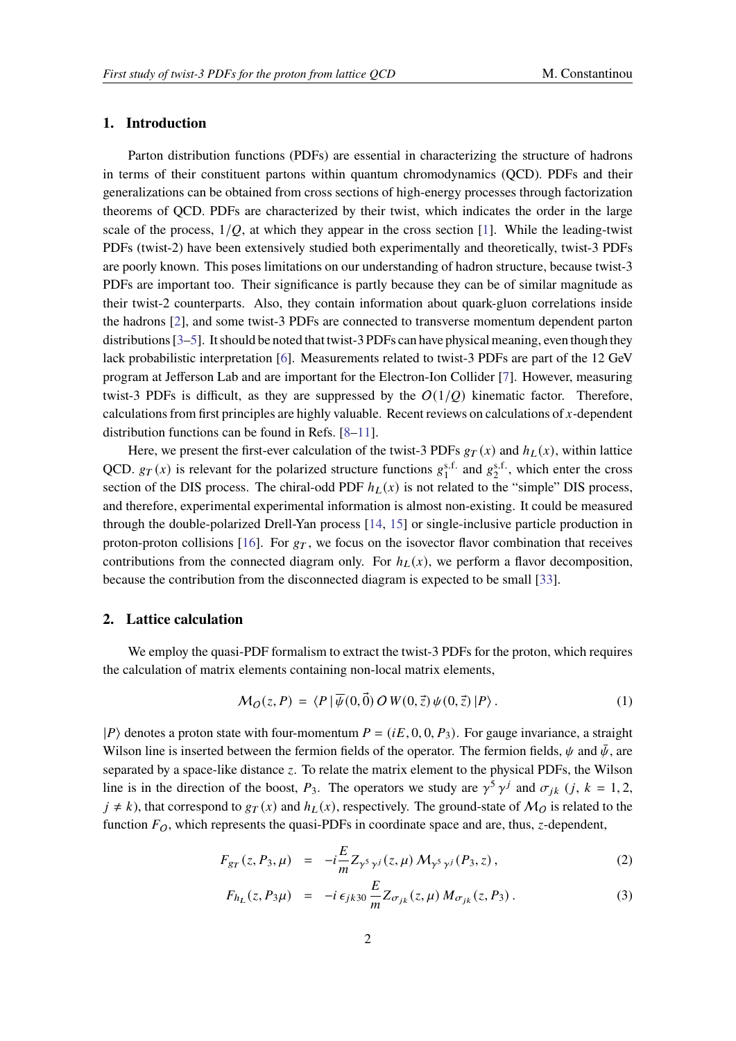## 1. Introduction

Parton distribution functions (PDFs) are essential in characterizing the structure of hadrons in terms of their constituent partons within quantum chromodynamics (QCD). PDFs and their generalizations can be obtained from cross sections of high-energy processes through factorization theorems of QCD. PDFs are characterized by their twist, which indicates the order in the large scale of the process, $1/Q$, at which they appear in the cross section [1]. While the leading-twist PDFs (twist-2) have been extensively studied both experimentally and theoretically, twist-3 PDFs are poorly known. This poses limitations on our understanding of hadron structure, because twist-3 PDFs are important too. Their significance is partly because they can be of similar magnitude as their twist-2 counterparts. Also, they contain information about quark-gluon correlations inside the hadrons [2], and some twist-3 PDFs are connected to transverse momentum dependent parton distributions [3–5]. It should be noted that twist-3 PDFs can have physical meaning, even though they lack probabilistic interpretation [6]. Measurements related to twist-3 PDFs are part of the 12 GeV program at Jefferson Lab and are important for the Electron-Ion Collider [7]. However, measuring twist-3 PDFs is difficult, as they are suppressed by the $O(1/Q)$ kinematic factor. Therefore, calculations from first principles are highly valuable. Recent reviews on calculations of $x$-dependent distribution functions can be found in Refs. [8–11].

Here, we present the first-ever calculation of the twist-3 PDFs $g_T(x)$ and $h_L(x)$, within lattice QCD. $g_T(x)$ is relevant for the polarized structure functions $g_1^{\text{s.f.}}$ and $g_2^{\text{s.f.}}$, which enter the cross section of the DIS process. The chiral-odd PDF $h_L(x)$ is not related to the "simple" DIS process, and therefore, experimental experimental information is almost non-existing. It could be measured through the double-polarized Drell-Yan process [14, 15] or single-inclusive particle production in proton-proton collisions [16]. For $g_T$, we focus on the isovector flavor combination that receives contributions from the connected diagram only. For $h_L(x)$, we perform a flavor decomposition, because the contribution from the disconnected diagram is expected to be small [33].

## 2. Lattice calculation

We employ the quasi-PDF formalism to extract the twist-3 PDFs for the proton, which requires the calculation of matrix elements containing non-local matrix elements,

$$\mathcal{M}_O(z,P) \;=\; \langle P\,|\,\overline{\psi}(0,\vec{0})\,O\,W(0,\vec{z})\,\psi(0,\vec{z})\,|P\rangle\,. \tag{1}$$

$|P\rangle$ denotes a proton state with four-momentum $P = (iE, 0, 0, P_3)$. For gauge invariance, a straight Wilson line is inserted between the fermion fields of the operator. The fermion fields, $\psi$ and $\bar{\psi}$, are separated by a space-like distance $z$. To relate the matrix element to the physical PDFs, the Wilson line is in the direction of the boost, $P_3$. The operators we study are $\gamma^5\,\gamma^j$ and $\sigma_{jk}$ ($j,\ k = 1, 2$, $j \neq k$), that correspond to $g_T(x)$ and $h_L(x)$, respectively. The ground-state of $\mathcal{M}_O$ is related to the function $F_O$, which represents the quasi-PDFs in coordinate space and are, thus, $z$-dependent,

$$F_{g_T}(z,P_3,\mu) \;=\; -i\frac{E}{m} Z_{\gamma^5\,\gamma^j}(z,\mu)\,\mathcal{M}_{\gamma^5\,\gamma^j}(P_3,z)\,, \tag{2}$$

$$F_{h_L}(z,P_3\mu) \;=\; -i\,\epsilon_{jk30}\,\frac{E}{m} Z_{\sigma_{jk}}(z,\mu)\,M_{\sigma_{jk}}(z,P_3)\,. \tag{3}$$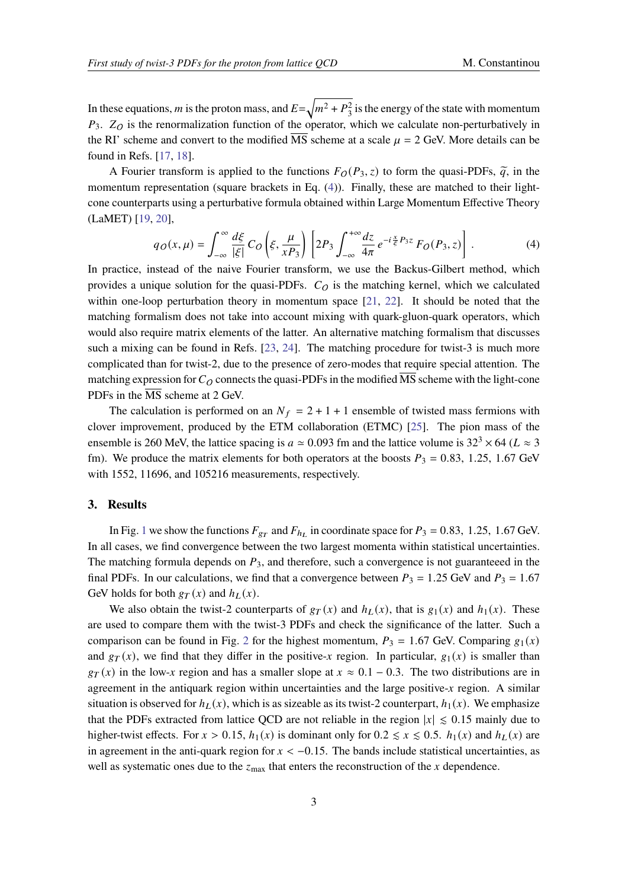In these equations, $m$ is the proton mass, and $E=\sqrt{m^2+P_3^2}$ is the energy of the state with momentum $P_3$. $Z_O$ is the renormalization function of the operator, which we calculate non-perturbatively in the RI' scheme and convert to the modified $\overline{\text{MS}}$ scheme at a scale $\mu = 2$ GeV. More details can be found in Refs. [17, 18].

A Fourier transform is applied to the functions $F_O(P_3, z)$ to form the quasi-PDFs, $\widetilde{q}$, in the momentum representation (square brackets in Eq. (4)). Finally, these are matched to their light-cone counterparts using a perturbative formula obtained within Large Momentum Effective Theory (LaMET) [19, 20],

$$q_O(x,\mu) = \int_{-\infty}^{\infty} \frac{d\xi}{|\xi|}\, C_O\left(\xi, \frac{\mu}{xP_3}\right) \left[2P_3 \int_{-\infty}^{+\infty} \frac{dz}{4\pi}\, e^{-i\frac{x}{\xi}P_3 z}\, F_O(P_3,z)\right]. \tag{4}$$

In practice, instead of the naive Fourier transform, we use the Backus-Gilbert method, which provides a unique solution for the quasi-PDFs. $C_O$ is the matching kernel, which we calculated within one-loop perturbation theory in momentum space [21, 22]. It should be noted that the matching formalism does not take into account mixing with quark-gluon-quark operators, which would also require matrix elements of the latter. An alternative matching formalism that discusses such a mixing can be found in Refs. [23, 24]. The matching procedure for twist-3 is much more complicated than for twist-2, due to the presence of zero-modes that require special attention. The matching expression for $C_O$ connects the quasi-PDFs in the modified $\overline{\text{MS}}$ scheme with the light-cone PDFs in the $\overline{\text{MS}}$ scheme at 2 GeV.

The calculation is performed on an $N_f = 2+1+1$ ensemble of twisted mass fermions with clover improvement, produced by the ETM collaboration (ETMC) [25]. The pion mass of the ensemble is 260 MeV, the lattice spacing is $a \simeq 0.093$ fm and the lattice volume is $32^3 \times 64$ ($L \approx 3$ fm). We produce the matrix elements for both operators at the boosts $P_3 = 0.83,\ 1.25,\ 1.67$ GeV with 1552, 11696, and 105216 measurements, respectively.

## 3. Results

In Fig. 1 we show the functions $F_{g_T}$ and $F_{h_L}$ in coordinate space for $P_3 = 0.83,\ 1.25,\ 1.67$ GeV. In all cases, we find convergence between the two largest momenta within statistical uncertainties. The matching formula depends on $P_3$, and therefore, such a convergence is not guaranteeed in the final PDFs. In our calculations, we find that a convergence between $P_3 = 1.25$ GeV and $P_3 = 1.67$ GeV holds for both $g_T(x)$ and $h_L(x)$.

We also obtain the twist-2 counterparts of $g_T(x)$ and $h_L(x)$, that is $g_1(x)$ and $h_1(x)$. These are used to compare them with the twist-3 PDFs and check the significance of the latter. Such a comparison can be found in Fig. 2 for the highest momentum, $P_3 = 1.67$ GeV. Comparing $g_1(x)$ and $g_T(x)$, we find that they differ in the positive-$x$ region. In particular, $g_1(x)$ is smaller than $g_T(x)$ in the low-$x$ region and has a smaller slope at $x \approx 0.1 - 0.3$. The two distributions are in agreement in the antiquark region within uncertainties and the large positive-$x$ region. A similar situation is observed for $h_L(x)$, which is as sizeable as its twist-2 counterpart, $h_1(x)$. We emphasize that the PDFs extracted from lattice QCD are not reliable in the region $|x| \lesssim 0.15$ mainly due to higher-twist effects. For $x > 0.15$, $h_1(x)$ is dominant only for $0.2 \lesssim x \lesssim 0.5$. $h_1(x)$ and $h_L(x)$ are in agreement in the anti-quark region for $x < -0.15$. The bands include statistical uncertainties, as well as systematic ones due to the $z_{\text{max}}$ that enters the reconstruction of the $x$ dependence.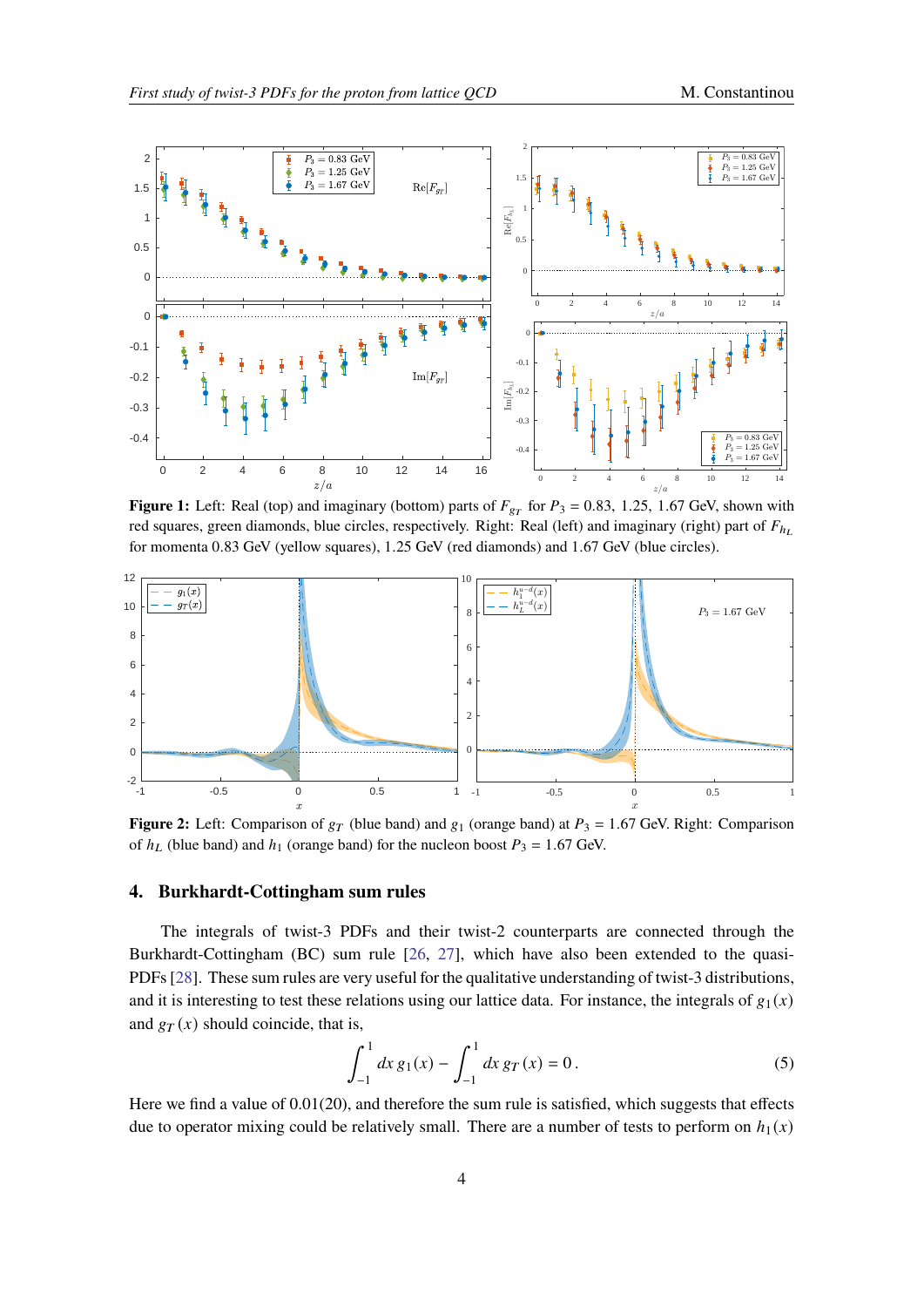**Figure 1:** Left: Real (top) and imaginary (bottom) parts of $F_{g_T}$ for $P_3 = 0.83,\ 1.25,\ 1.67$ GeV, shown with red squares, green diamonds, blue circles, respectively. Right: Real (left) and imaginary (right) part of $F_{h_L}$ for momenta 0.83 GeV (yellow squares), 1.25 GeV (red diamonds) and 1.67 GeV (blue circles).

**Figure 2:** Left: Comparison of $g_T$ (blue band) and $g_1$ (orange band) at $P_3 = 1.67$ GeV. Right: Comparison of $h_L$ (blue band) and $h_1$ (orange band) for the nucleon boost $P_3 = 1.67$ GeV.

## 4. Burkhardt-Cottingham sum rules

The integrals of twist-3 PDFs and their twist-2 counterparts are connected through the Burkhardt-Cottingham (BC) sum rule [26, 27], which have also been extended to the quasi-PDFs [28]. These sum rules are very useful for the qualitative understanding of twist-3 distributions, and it is interesting to test these relations using our lattice data. For instance, the integrals of $g_1(x)$ and $g_T(x)$ should coincide, that is,

$$\int_{-1}^{1} dx\, g_1(x) - \int_{-1}^{1} dx\, g_T(x) = 0\,. \tag{5}$$

Here we find a value of 0.01(20), and therefore the sum rule is satisfied, which suggests that effects due to operator mixing could be relatively small. There are a number of tests to perform on $h_1(x)$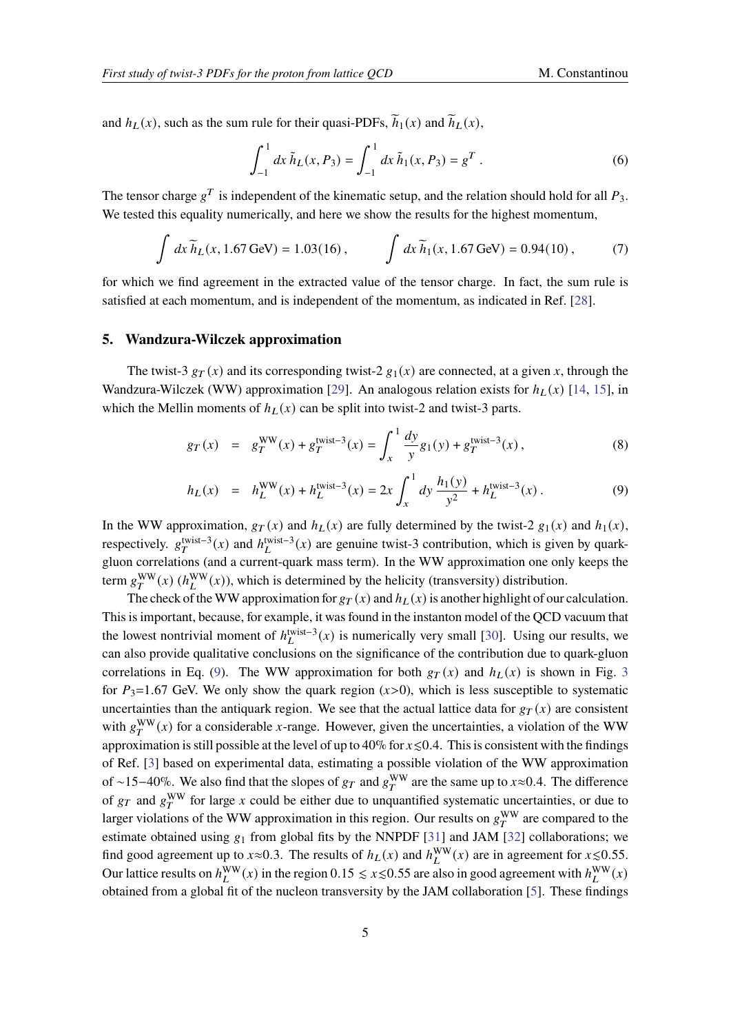and $h_L(x)$, such as the sum rule for their quasi-PDFs, $\widetilde{h}_1(x)$ and $\widetilde{h}_L(x)$,

$$\int_{-1}^{1} dx\, \tilde{h}_L(x, P_3) = \int_{-1}^{1} dx\, \tilde{h}_1(x, P_3) = g^T\,. \tag{6}$$

The tensor charge $g^T$ is independent of the kinematic setup, and the relation should hold for all $P_3$. We tested this equality numerically, and here we show the results for the highest momentum,

$$\int dx\, \widetilde{h}_L(x, 1.67\,\text{GeV}) = 1.03(16)\,, \qquad \int dx\, \widetilde{h}_1(x, 1.67\,\text{GeV}) = 0.94(10)\,, \tag{7}$$

for which we find agreement in the extracted value of the tensor charge. In fact, the sum rule is satisfied at each momentum, and is independent of the momentum, as indicated in Ref. [28].

## 5. Wandzura-Wilczek approximation

The twist-3 $g_T(x)$ and its corresponding twist-2 $g_1(x)$ are connected, at a given $x$, through the Wandzura-Wilczek (WW) approximation [29]. An analogous relation exists for $h_L(x)$ [14, 15], in which the Mellin moments of $h_L(x)$ can be split into twist-2 and twist-3 parts.

$$g_T(x) = g_T^{\text{WW}}(x) + g_T^{\text{twist-3}}(x) = \int_x^1 \frac{dy}{y} g_1(y) + g_T^{\text{twist-3}}(x)\,, \tag{8}$$

$$h_L(x) = h_L^{\text{WW}}(x) + h_L^{\text{twist-3}}(x) = 2x \int_x^1 dy\, \frac{h_1(y)}{y^2} + h_L^{\text{twist-3}}(x)\,. \tag{9}$$

In the WW approximation, $g_T(x)$ and $h_L(x)$ are fully determined by the twist-2 $g_1(x)$ and $h_1(x)$, respectively. $g_T^{\text{twist-3}}(x)$ and $h_L^{\text{twist-3}}(x)$ are genuine twist-3 contribution, which is given by quark-gluon correlations (and a current-quark mass term). In the WW approximation one only keeps the term $g_T^{\text{WW}}(x)$ ($h_L^{\text{WW}}(x)$), which is determined by the helicity (transversity) distribution.

The check of the WW approximation for $g_T(x)$ and $h_L(x)$ is another highlight of our calculation. This is important, because, for example, it was found in the instanton model of the QCD vacuum that the lowest nontrivial moment of $h_L^{\text{twist-3}}(x)$ is numerically very small [30]. Using our results, we can also provide qualitative conclusions on the significance of the contribution due to quark-gluon correlations in Eq. (9). The WW approximation for both $g_T(x)$ and $h_L(x)$ is shown in Fig. 3 for $P_3$=1.67 GeV. We only show the quark region ($x$>0), which is less susceptible to systematic uncertainties than the antiquark region. We see that the actual lattice data for $g_T(x)$ are consistent with $g_T^{\text{WW}}(x)$ for a considerable $x$-range. However, given the uncertainties, a violation of the WW approximation is still possible at the level of up to 40% for $x\lesssim 0.4$. This is consistent with the findings of Ref. [3] based on experimental data, estimating a possible violation of the WW approximation of ∼15−40%. We also find that the slopes of $g_T$ and $g_T^{\text{WW}}$ are the same up to $x\approx 0.4$. The difference of $g_T$ and $g_T^{\text{WW}}$ for large $x$ could be either due to unquantified systematic uncertainties, or due to larger violations of the WW approximation in this region. Our results on $g_T^{\text{WW}}$ are compared to the estimate obtained using $g_1$ from global fits by the NNPDF [31] and JAM [32] collaborations; we find good agreement up to $x\approx 0.3$. The results of $h_L(x)$ and $h_L^{\text{WW}}(x)$ are in agreement for $x\lesssim 0.55$. Our lattice results on $h_L^{\text{WW}}(x)$ in the region $0.15 \lesssim x \lesssim 0.55$ are also in good agreement with $h_L^{\text{WW}}(x)$ obtained from a global fit of the nucleon transversity by the JAM collaboration [5]. These findings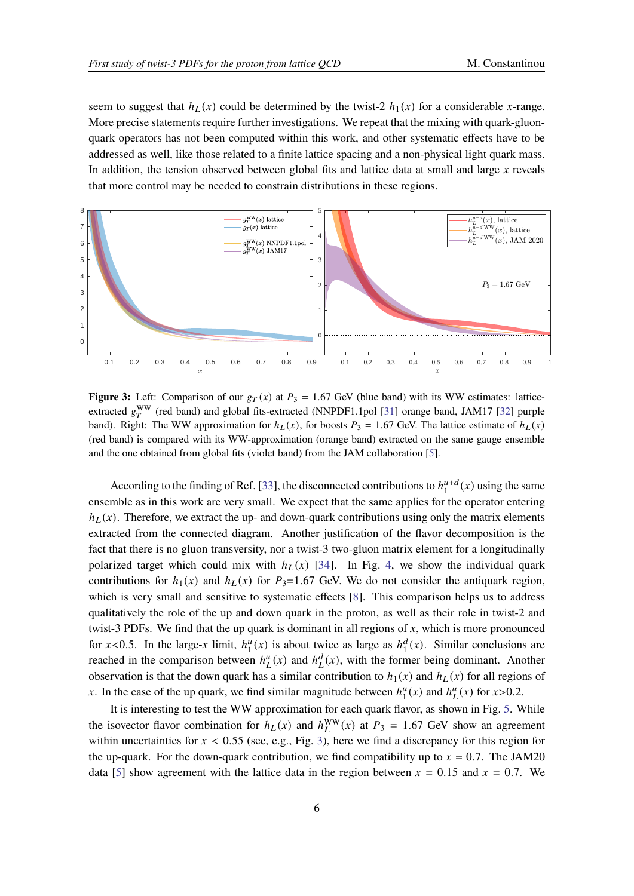seem to suggest that $h_L(x)$ could be determined by the twist-2 $h_1(x)$ for a considerable $x$-range. More precise statements require further investigations. We repeat that the mixing with quark-gluon-quark operators has not been computed within this work, and other systematic effects have to be addressed as well, like those related to a finite lattice spacing and a non-physical light quark mass. In addition, the tension observed between global fits and lattice data at small and large $x$ reveals that more control may be needed to constrain distributions in these regions.

**Figure 3:** Left: Comparison of our $g_T(x)$ at $P_3 = 1.67$ GeV (blue band) with its WW estimates: lattice-extracted $g_T^{\rm WW}$ (red band) and global fits-extracted (NNPDF1.1pol [31] orange band, JAM17 [32] purple band). Right: The WW approximation for $h_L(x)$, for boosts $P_3 = 1.67$ GeV. The lattice estimate of $h_L(x)$ (red band) is compared with its WW-approximation (orange band) extracted on the same gauge ensemble and the one obtained from global fits (violet band) from the JAM collaboration [5].

According to the finding of Ref. [33], the disconnected contributions to $h_1^{u+d}(x)$ using the same ensemble as in this work are very small. We expect that the same applies for the operator entering $h_L(x)$. Therefore, we extract the up- and down-quark contributions using only the matrix elements extracted from the connected diagram. Another justification of the flavor decomposition is the fact that there is no gluon transversity, nor a twist-3 two-gluon matrix element for a longitudinally polarized target which could mix with $h_L(x)$ [34]. In Fig. 4, we show the individual quark contributions for $h_1(x)$ and $h_L(x)$ for $P_3$=1.67 GeV. We do not consider the antiquark region, which is very small and sensitive to systematic effects [8]. This comparison helps us to address qualitatively the role of the up and down quark in the proton, as well as their role in twist-2 and twist-3 PDFs. We find that the up quark is dominant in all regions of $x$, which is more pronounced for $x$<0.5. In the large-$x$ limit, $h_1^u(x)$ is about twice as large as $h_1^d(x)$. Similar conclusions are reached in the comparison between $h_L^u(x)$ and $h_L^d(x)$, with the former being dominant. Another observation is that the down quark has a similar contribution to $h_1(x)$ and $h_L(x)$ for all regions of $x$. In the case of the up quark, we find similar magnitude between $h_1^u(x)$ and $h_L^u(x)$ for $x$>0.2.

It is interesting to test the WW approximation for each quark flavor, as shown in Fig. 5. While the isovector flavor combination for $h_L(x)$ and $h_L^{\rm WW}(x)$ at $P_3 = 1.67$ GeV show an agreement within uncertainties for $x < 0.55$ (see, e.g., Fig. 3), here we find a discrepancy for this region for the up-quark. For the down-quark contribution, we find compatibility up to $x = 0.7$. The JAM20 data [5] show agreement with the lattice data in the region between $x = 0.15$ and $x = 0.7$. We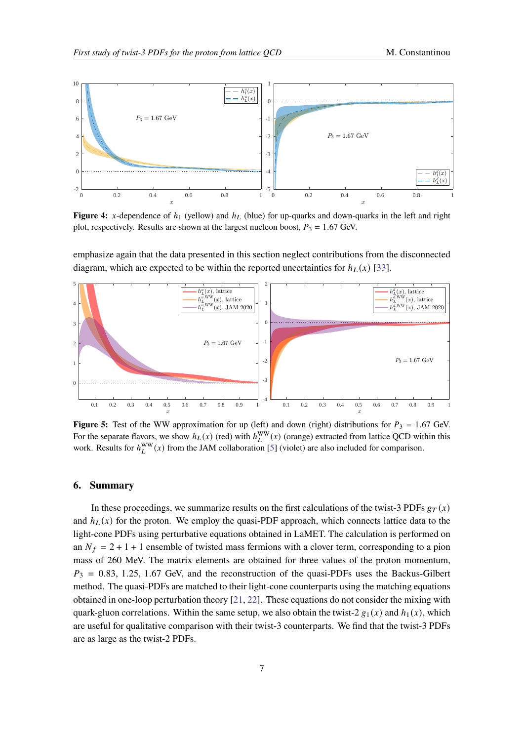**Figure 4:** $x$-dependence of $h_1$ (yellow) and $h_L$ (blue) for up-quarks and down-quarks in the left and right plot, respectively. Results are shown at the largest nucleon boost, $P_3 = 1.67$ GeV.

emphasize again that the data presented in this section neglect contributions from the disconnected diagram, which are expected to be within the reported uncertainties for $h_L(x)$ [33].

**Figure 5:** Test of the WW approximation for up (left) and down (right) distributions for $P_3 = 1.67$ GeV. For the separate flavors, we show $h_L(x)$ (red) with $h_L^{\rm WW}(x)$ (orange) extracted from lattice QCD within this work. Results for $h_L^{\rm WW}(x)$ from the JAM collaboration [5] (violet) are also included for comparison.

## 6. Summary

In these proceedings, we summarize results on the first calculations of the twist-3 PDFs $g_T(x)$ and $h_L(x)$ for the proton. We employ the quasi-PDF approach, which connects lattice data to the light-cone PDFs using perturbative equations obtained in LaMET. The calculation is performed on an $N_f = 2 + 1 + 1$ ensemble of twisted mass fermions with a clover term, corresponding to a pion mass of 260 MeV. The matrix elements are obtained for three values of the proton momentum, $P_3 = 0.83, 1.25, 1.67$ GeV, and the reconstruction of the quasi-PDFs uses the Backus-Gilbert method. The quasi-PDFs are matched to their light-cone counterparts using the matching equations obtained in one-loop perturbation theory [21, 22]. These equations do not consider the mixing with quark-gluon correlations. Within the same setup, we also obtain the twist-2 $g_1(x)$ and $h_1(x)$, which are useful for qualitative comparison with their twist-3 counterparts. We find that the twist-3 PDFs are as large as the twist-2 PDFs.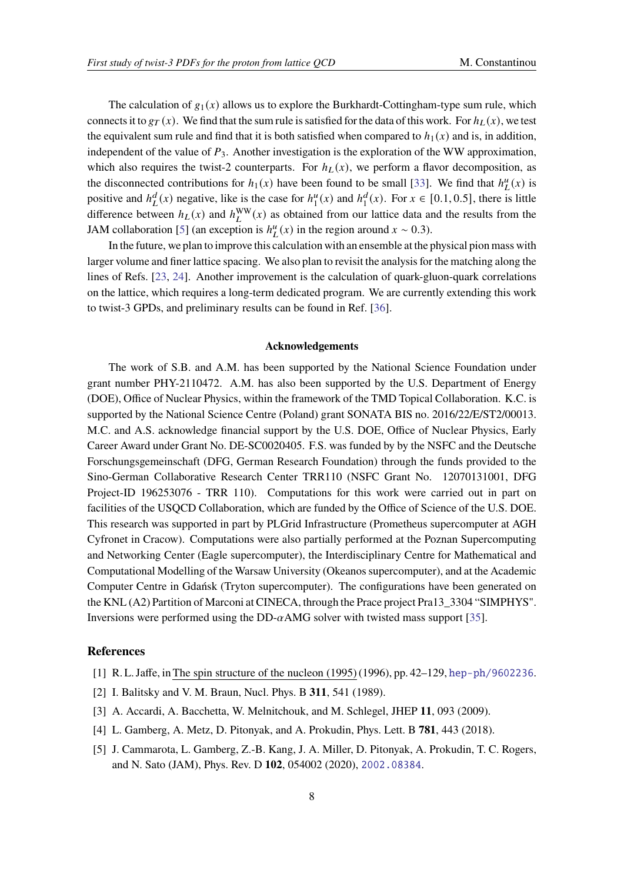The calculation of $g_1(x)$ allows us to explore the Burkhardt-Cottingham-type sum rule, which connects it to $g_T(x)$. We find that the sum rule is satisfied for the data of this work. For $h_L(x)$, we test the equivalent sum rule and find that it is both satisfied when compared to $h_1(x)$ and is, in addition, independent of the value of $P_3$. Another investigation is the exploration of the WW approximation, which also requires the twist-2 counterparts. For $h_L(x)$, we perform a flavor decomposition, as the disconnected contributions for $h_1(x)$ have been found to be small [33]. We find that $h_L^u(x)$ is positive and $h_L^d(x)$ negative, like is the case for $h_1^u(x)$ and $h_1^d(x)$. For $x \in [0.1, 0.5]$, there is little difference between $h_L(x)$ and $h_L^{\rm WW}(x)$ as obtained from our lattice data and the results from the JAM collaboration [5] (an exception is $h_L^u(x)$ in the region around $x \sim 0.3$).

In the future, we plan to improve this calculation with an ensemble at the physical pion mass with larger volume and finer lattice spacing. We also plan to revisit the analysis for the matching along the lines of Refs. [23, 24]. Another improvement is the calculation of quark-gluon-quark correlations on the lattice, which requires a long-term dedicated program. We are currently extending this work to twist-3 GPDs, and preliminary results can be found in Ref. [36].

### Acknowledgements

The work of S.B. and A.M. has been supported by the National Science Foundation under grant number PHY-2110472. A.M. has also been supported by the U.S. Department of Energy (DOE), Office of Nuclear Physics, within the framework of the TMD Topical Collaboration. K.C. is supported by the National Science Centre (Poland) grant SONATA BIS no. 2016/22/E/ST2/00013. M.C. and A.S. acknowledge financial support by the U.S. DOE, Office of Nuclear Physics, Early Career Award under Grant No. DE-SC0020405. F.S. was funded by by the NSFC and the Deutsche Forschungsgemeinschaft (DFG, German Research Foundation) through the funds provided to the Sino-German Collaborative Research Center TRR110 (NSFC Grant No. 12070131001, DFG Project-ID 196253076 - TRR 110). Computations for this work were carried out in part on facilities of the USQCD Collaboration, which are funded by the Office of Science of the U.S. DOE. This research was supported in part by PLGrid Infrastructure (Prometheus supercomputer at AGH Cyfronet in Cracow). Computations were also partially performed at the Poznan Supercomputing and Networking Center (Eagle supercomputer), the Interdisciplinary Centre for Mathematical and Computational Modelling of the Warsaw University (Okeanos supercomputer), and at the Academic Computer Centre in Gdańsk (Tryton supercomputer). The configurations have been generated on the KNL (A2) Partition of Marconi at CINECA, through the Prace project Pra13_3304 "SIMPHYS". Inversions were performed using the DD-$\alpha$AMG solver with twisted mass support [35].

## References

[1] R. L. Jaffe, in The spin structure of the nucleon (1995) (1996), pp. 42–129, hep-ph/9602236.

[2] I. Balitsky and V. M. Braun, Nucl. Phys. B **311**, 541 (1989).

[3] A. Accardi, A. Bacchetta, W. Melnitchouk, and M. Schlegel, JHEP **11**, 093 (2009).

[4] L. Gamberg, A. Metz, D. Pitonyak, and A. Prokudin, Phys. Lett. B **781**, 443 (2018).

[5] J. Cammarota, L. Gamberg, Z.-B. Kang, J. A. Miller, D. Pitonyak, A. Prokudin, T. C. Rogers, and N. Sato (JAM), Phys. Rev. D **102**, 054002 (2020), 2002.08384.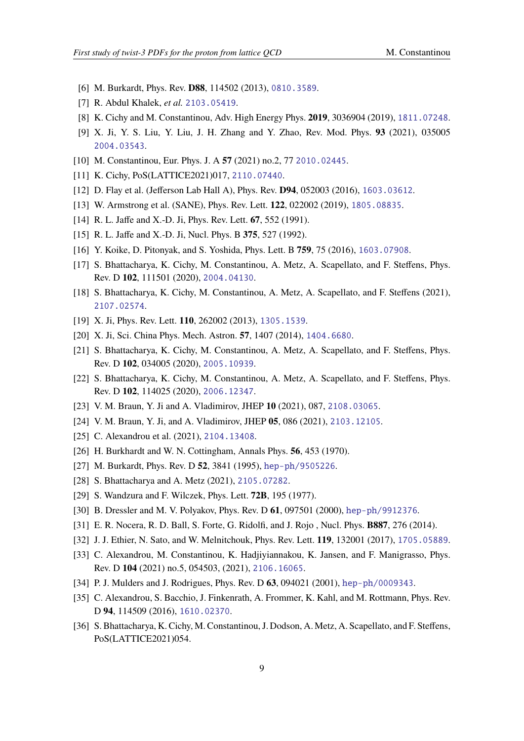- [6] M. Burkardt, Phys. Rev. **D88**, 114502 (2013), 0810.3589.
- [7] R. Abdul Khalek, *et al.* 2103.05419.
- [8] K. Cichy and M. Constantinou, Adv. High Energy Phys. **2019**, 3036904 (2019), 1811.07248.
- [9] X. Ji, Y. S. Liu, Y. Liu, J. H. Zhang and Y. Zhao, Rev. Mod. Phys. **93** (2021), 035005 2004.03543.
- [10] M. Constantinou, Eur. Phys. J. A **57** (2021) no.2, 77 2010.02445.
- [11] K. Cichy, PoS(LATTICE2021)017, 2110.07440.
- [12] D. Flay et al. (Jefferson Lab Hall A), Phys. Rev. **D94**, 052003 (2016), 1603.03612.
- [13] W. Armstrong et al. (SANE), Phys. Rev. Lett. **122**, 022002 (2019), 1805.08835.
- [14] R. L. Jaffe and X.-D. Ji, Phys. Rev. Lett. **67**, 552 (1991).
- [15] R. L. Jaffe and X.-D. Ji, Nucl. Phys. B **375**, 527 (1992).
- [16] Y. Koike, D. Pitonyak, and S. Yoshida, Phys. Lett. B **759**, 75 (2016), 1603.07908.
- [17] S. Bhattacharya, K. Cichy, M. Constantinou, A. Metz, A. Scapellato, and F. Steffens, Phys. Rev. D **102**, 111501 (2020), 2004.04130.
- [18] S. Bhattacharya, K. Cichy, M. Constantinou, A. Metz, A. Scapellato, and F. Steffens (2021), 2107.02574.
- [19] X. Ji, Phys. Rev. Lett. **110**, 262002 (2013), 1305.1539.
- [20] X. Ji, Sci. China Phys. Mech. Astron. **57**, 1407 (2014), 1404.6680.
- [21] S. Bhattacharya, K. Cichy, M. Constantinou, A. Metz, A. Scapellato, and F. Steffens, Phys. Rev. D **102**, 034005 (2020), 2005.10939.
- [22] S. Bhattacharya, K. Cichy, M. Constantinou, A. Metz, A. Scapellato, and F. Steffens, Phys. Rev. D **102**, 114025 (2020), 2006.12347.
- [23] V. M. Braun, Y. Ji and A. Vladimirov, JHEP **10** (2021), 087, 2108.03065.
- [24] V. M. Braun, Y. Ji, and A. Vladimirov, JHEP **05**, 086 (2021), 2103.12105.
- [25] C. Alexandrou et al. (2021), 2104.13408.
- [26] H. Burkhardt and W. N. Cottingham, Annals Phys. **56**, 453 (1970).
- [27] M. Burkardt, Phys. Rev. D **52**, 3841 (1995), hep-ph/9505226.
- [28] S. Bhattacharya and A. Metz (2021), 2105.07282.
- [29] S. Wandzura and F. Wilczek, Phys. Lett. **72B**, 195 (1977).
- [30] B. Dressler and M. V. Polyakov, Phys. Rev. D **61**, 097501 (2000), hep-ph/9912376.
- [31] E. R. Nocera, R. D. Ball, S. Forte, G. Ridolfi, and J. Rojo , Nucl. Phys. **B887**, 276 (2014).
- [32] J. J. Ethier, N. Sato, and W. Melnitchouk, Phys. Rev. Lett. **119**, 132001 (2017), 1705.05889.
- [33] C. Alexandrou, M. Constantinou, K. Hadjiyiannakou, K. Jansen, and F. Manigrasso, Phys. Rev. D **104** (2021) no.5, 054503, (2021), 2106.16065.
- [34] P. J. Mulders and J. Rodrigues, Phys. Rev. D **63**, 094021 (2001), hep-ph/0009343.
- [35] C. Alexandrou, S. Bacchio, J. Finkenrath, A. Frommer, K. Kahl, and M. Rottmann, Phys. Rev. D **94**, 114509 (2016), 1610.02370.
- [36] S. Bhattacharya, K. Cichy, M. Constantinou, J. Dodson, A. Metz, A. Scapellato, and F. Steffens, PoS(LATTICE2021)054.